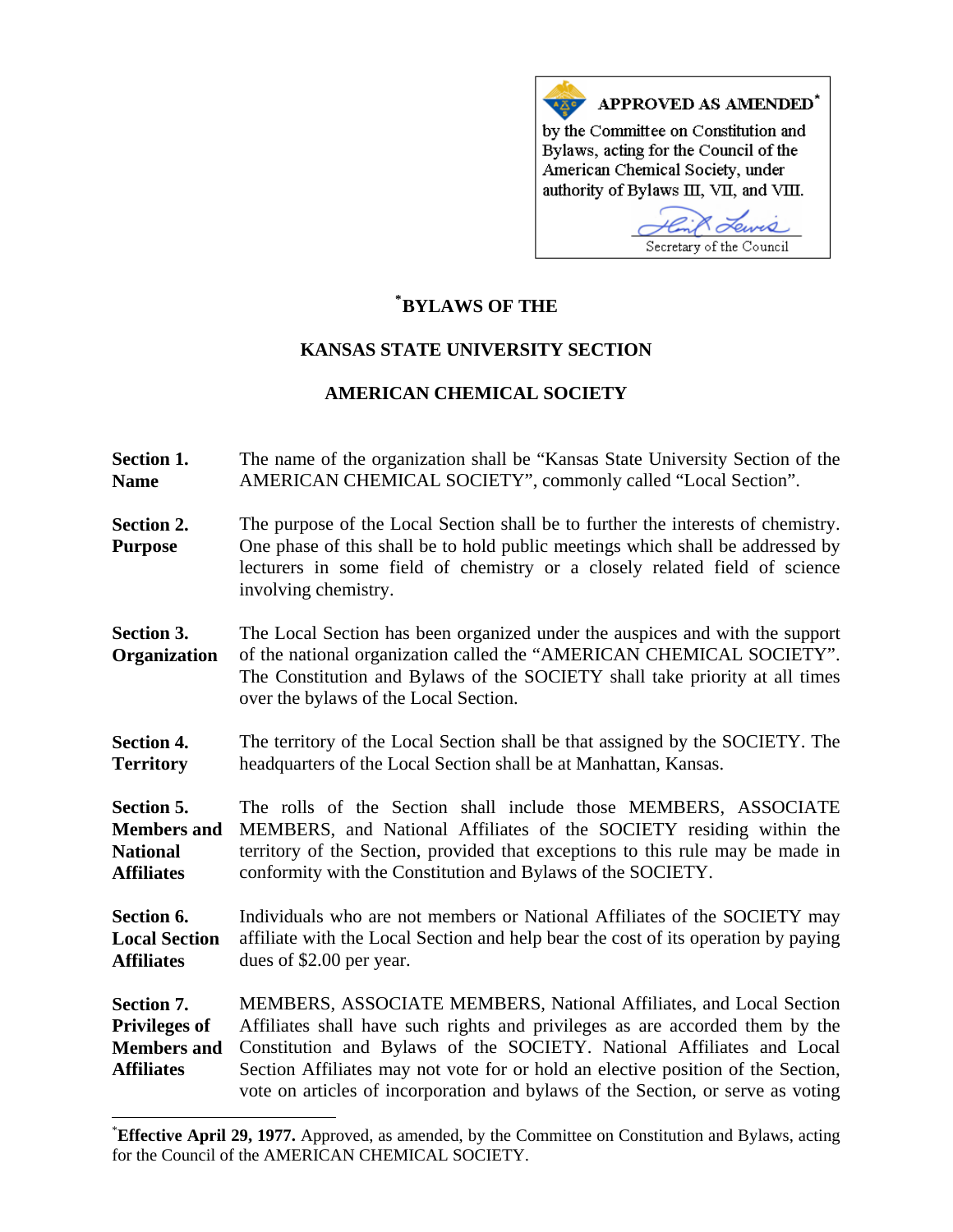**APPROVED AS AMENDED***

by the Committee on Constitution and Bylaws, acting for the Council of the American Chemical Society, under authority of Bylaws III, VII, and VIII.

Secretary of the Council

# *BYLAWS OF THE

## KANSAS STATE UNIVERSITY SECTION

## AMERICAN CHEMICAL SOCIETY

**Section 1. Name**

The name of the organization shall be "Kansas State University Section of the AMERICAN CHEMICAL SOCIETY", commonly called "Local Section".

**Section 2. Purpose**

The purpose of the Local Section shall be to further the interests of chemistry. One phase of this shall be to hold public meetings which shall be addressed by lecturers in some field of chemistry or a closely related field of science involving chemistry.

**Section 3. Organization**

The Local Section has been organized under the auspices and with the support of the national organization called the "AMERICAN CHEMICAL SOCIETY". The Constitution and Bylaws of the SOCIETY shall take priority at all times over the bylaws of the Local Section.

**Section 4. Territory**

The territory of the Local Section shall be that assigned by the SOCIETY. The headquarters of the Local Section shall be at Manhattan, Kansas.

**Section 5. Members and National Affiliates**

The rolls of the Section shall include those MEMBERS, ASSOCIATE MEMBERS, and National Affiliates of the SOCIETY residing within the territory of the Section, provided that exceptions to this rule may be made in conformity with the Constitution and Bylaws of the SOCIETY.

**Section 6. Local Section Affiliates**

Individuals who are not members or National Affiliates of the SOCIETY may affiliate with the Local Section and help bear the cost of its operation by paying dues of $2.00 per year.

**Section 7. Privileges of Members and Affiliates**

MEMBERS, ASSOCIATE MEMBERS, National Affiliates, and Local Section Affiliates shall have such rights and privileges as are accorded them by the Constitution and Bylaws of the SOCIETY. National Affiliates and Local Section Affiliates may not vote for or hold an elective position of the Section, vote on articles of incorporation and bylaws of the Section, or serve as voting

---

***Effective April 29, 1977.** Approved, as amended, by the Committee on Constitution and Bylaws, acting for the Council of the AMERICAN CHEMICAL SOCIETY.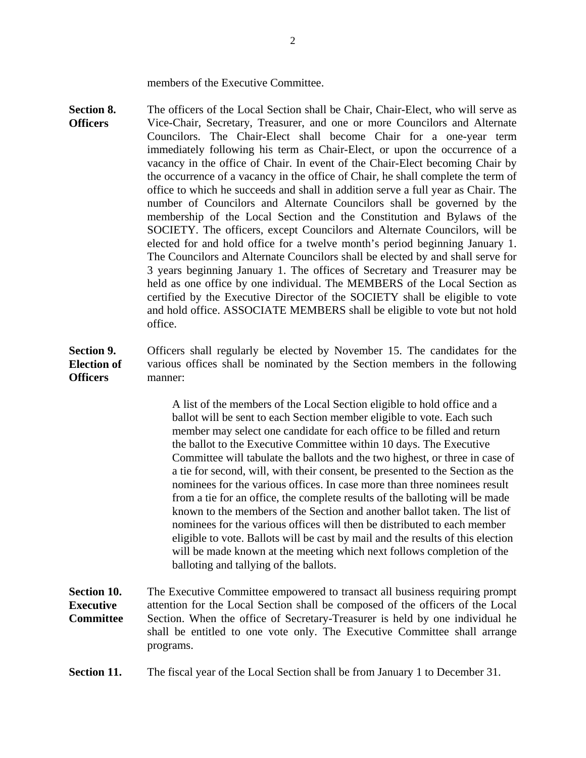members of the Executive Committee.

**Section 8. Officers** The officers of the Local Section shall be Chair, Chair-Elect, who will serve as Vice-Chair, Secretary, Treasurer, and one or more Councilors and Alternate Councilors. The Chair-Elect shall become Chair for a one-year term immediately following his term as Chair-Elect, or upon the occurrence of a vacancy in the office of Chair. In event of the Chair-Elect becoming Chair by the occurrence of a vacancy in the office of Chair, he shall complete the term of office to which he succeeds and shall in addition serve a full year as Chair. The number of Councilors and Alternate Councilors shall be governed by the membership of the Local Section and the Constitution and Bylaws of the SOCIETY. The officers, except Councilors and Alternate Councilors, will be elected for and hold office for a twelve month's period beginning January 1. The Councilors and Alternate Councilors shall be elected by and shall serve for 3 years beginning January 1. The offices of Secretary and Treasurer may be held as one office by one individual. The MEMBERS of the Local Section as certified by the Executive Director of the SOCIETY shall be eligible to vote and hold office. ASSOCIATE MEMBERS shall be eligible to vote but not hold office.

**Section 9. Election of Officers** Officers shall regularly be elected by November 15. The candidates for the various offices shall be nominated by the Section members in the following manner:

> A list of the members of the Local Section eligible to hold office and a ballot will be sent to each Section member eligible to vote. Each such member may select one candidate for each office to be filled and return the ballot to the Executive Committee within 10 days. The Executive Committee will tabulate the ballots and the two highest, or three in case of a tie for second, will, with their consent, be presented to the Section as the nominees for the various offices. In case more than three nominees result from a tie for an office, the complete results of the balloting will be made known to the members of the Section and another ballot taken. The list of nominees for the various offices will then be distributed to each member eligible to vote. Ballots will be cast by mail and the results of this election will be made known at the meeting which next follows completion of the balloting and tallying of the ballots.

**Section 10. Executive Committee** The Executive Committee empowered to transact all business requiring prompt attention for the Local Section shall be composed of the officers of the Local Section. When the office of Secretary-Treasurer is held by one individual he shall be entitled to one vote only. The Executive Committee shall arrange programs.

**Section 11.** The fiscal year of the Local Section shall be from January 1 to December 31.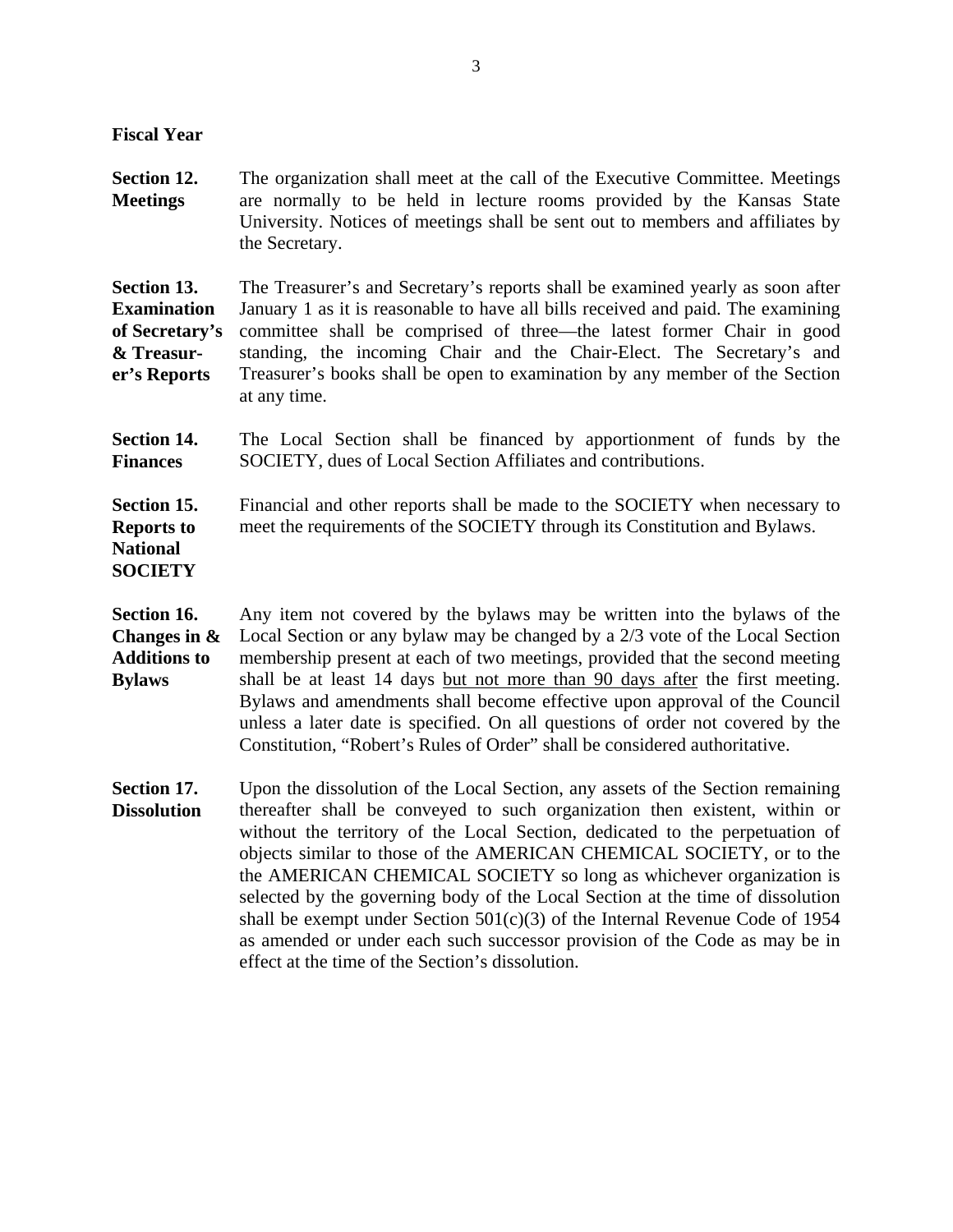**Fiscal Year**

**Section 12. Meetings**

The organization shall meet at the call of the Executive Committee. Meetings are normally to be held in lecture rooms provided by the Kansas State University. Notices of meetings shall be sent out to members and affiliates by the Secretary.

**Section 13. Examination of Secretary's & Treasurer's Reports**

The Treasurer's and Secretary's reports shall be examined yearly as soon after January 1 as it is reasonable to have all bills received and paid. The examining committee shall be comprised of three—the latest former Chair in good standing, the incoming Chair and the Chair-Elect. The Secretary's and Treasurer's books shall be open to examination by any member of the Section at any time.

**Section 14. Finances**

The Local Section shall be financed by apportionment of funds by the SOCIETY, dues of Local Section Affiliates and contributions.

**Section 15. Reports to National SOCIETY**

Financial and other reports shall be made to the SOCIETY when necessary to meet the requirements of the SOCIETY through its Constitution and Bylaws.

**Section 16. Changes in & Additions to Bylaws**

Any item not covered by the bylaws may be written into the bylaws of the Local Section or any bylaw may be changed by a 2/3 vote of the Local Section membership present at each of two meetings, provided that the second meeting shall be at least 14 days <u>but not more than 90 days after</u> the first meeting. Bylaws and amendments shall become effective upon approval of the Council unless a later date is specified. On all questions of order not covered by the Constitution, "Robert's Rules of Order" shall be considered authoritative.

**Section 17. Dissolution**

Upon the dissolution of the Local Section, any assets of the Section remaining thereafter shall be conveyed to such organization then existent, within or without the territory of the Local Section, dedicated to the perpetuation of objects similar to those of the AMERICAN CHEMICAL SOCIETY, or to the the AMERICAN CHEMICAL SOCIETY so long as whichever organization is selected by the governing body of the Local Section at the time of dissolution shall be exempt under Section 501(c)(3) of the Internal Revenue Code of 1954 as amended or under each such successor provision of the Code as may be in effect at the time of the Section's dissolution.